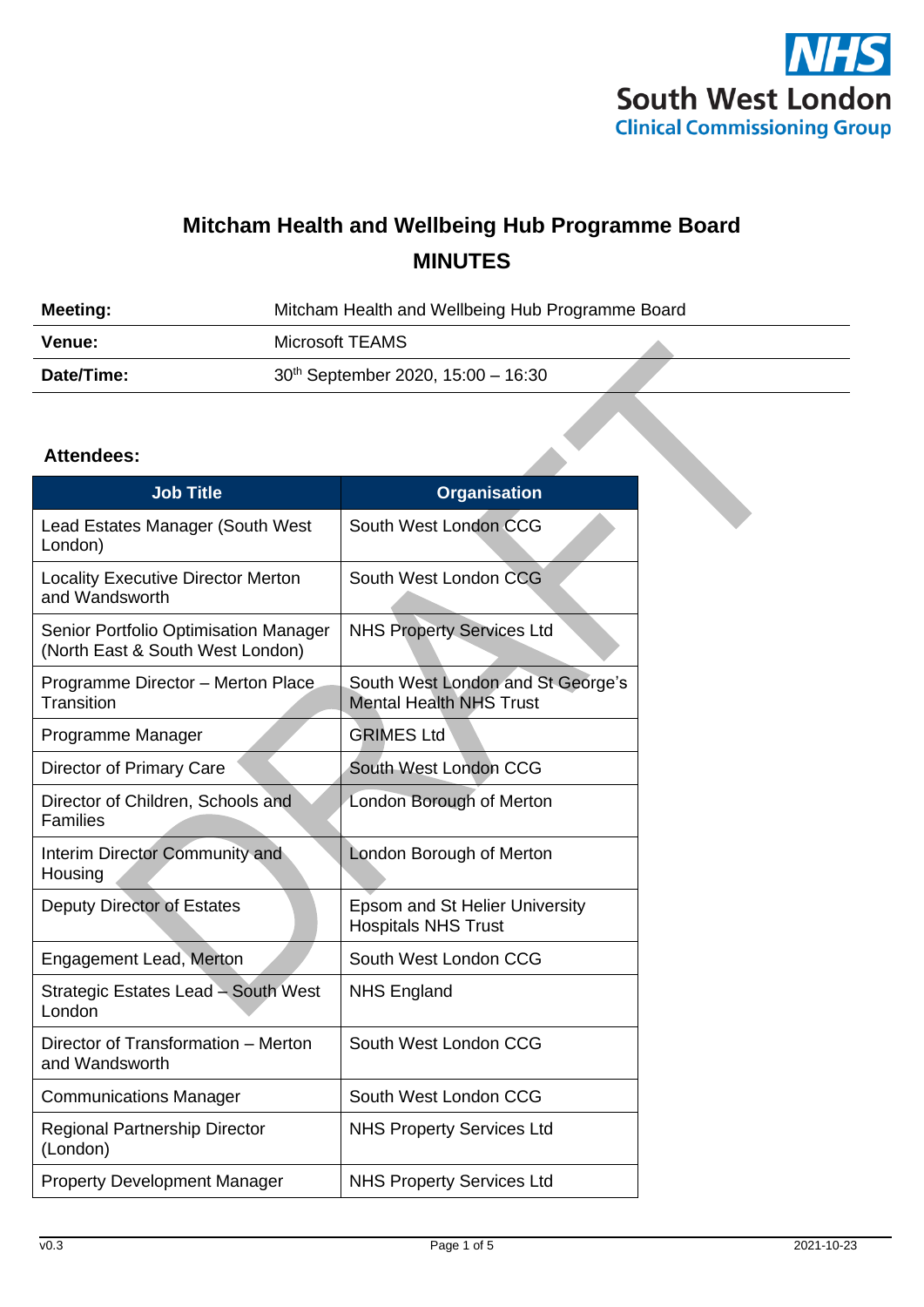South West London Clinical Commissioning Group

# Mitcham Health and Wellbeing Hub Programme Board

## MINUTES

| **Meeting:** | Mitcham Health and Wellbeing Hub Programme Board |
|---|---|
| **Venue:** | Microsoft TEAMS |
| **Date/Time:** | 30th September 2020, 15:00 – 16:30 |

**Attendees:**

| Job Title | Organisation |
|---|---|
| Lead Estates Manager (South West London) | South West London CCG |
| Locality Executive Director Merton and Wandsworth | South West London CCG |
| Senior Portfolio Optimisation Manager (North East & South West London) | NHS Property Services Ltd |
| Programme Director – Merton Place Transition | South West London and St George's Mental Health NHS Trust |
| Programme Manager | GRIMES Ltd |
| Director of Primary Care | South West London CCG |
| Director of Children, Schools and Families | London Borough of Merton |
| Interim Director Community and Housing | London Borough of Merton |
| Deputy Director of Estates | Epsom and St Helier University Hospitals NHS Trust |
| Engagement Lead, Merton | South West London CCG |
| Strategic Estates Lead – South West London | NHS England |
| Director of Transformation – Merton and Wandsworth | South West London CCG |
| Communications Manager | South West London CCG |
| Regional Partnership Director (London) | NHS Property Services Ltd |
| Property Development Manager | NHS Property Services Ltd |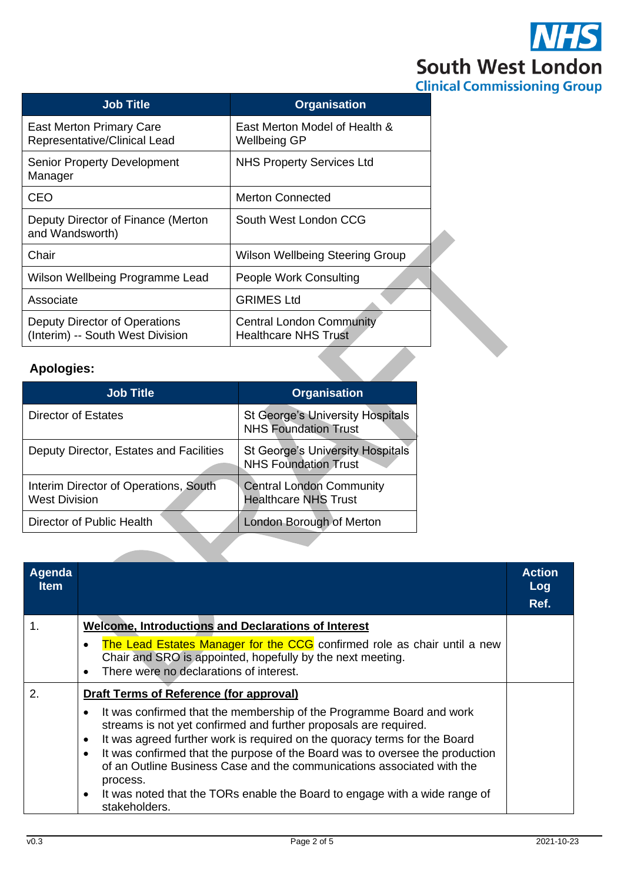| Job Title | Organisation |
|---|---|
| East Merton Primary Care Representative/Clinical Lead | East Merton Model of Health & Wellbeing GP |
| Senior Property Development Manager | NHS Property Services Ltd |
| CEO | Merton Connected |
| Deputy Director of Finance (Merton and Wandsworth) | South West London CCG |
| Chair | Wilson Wellbeing Steering Group |
| Wilson Wellbeing Programme Lead | People Work Consulting |
| Associate | GRIMES Ltd |
| Deputy Director of Operations (Interim) -- South West Division | Central London Community Healthcare NHS Trust |

### Apologies:

| Job Title | Organisation |
|---|---|
| Director of Estates | St George's University Hospitals NHS Foundation Trust |
| Deputy Director, Estates and Facilities | St George's University Hospitals NHS Foundation Trust |
| Interim Director of Operations, South West Division | Central London Community Healthcare NHS Trust |
| Director of Public Health | London Borough of Merton |

| Agenda Item | | Action Log Ref. |
|---|---|---|
| 1. | **Welcome, Introductions and Declarations of Interest**<br>• The Lead Estates Manager for the CCG confirmed role as chair until a new Chair and SRO is appointed, hopefully by the next meeting.<br>• There were no declarations of interest. | |
| 2. | **Draft Terms of Reference (for approval)**<br>• It was confirmed that the membership of the Programme Board and work streams is not yet confirmed and further proposals are required.<br>• It was agreed further work is required on the quoracy terms for the Board<br>• It was confirmed that the purpose of the Board was to oversee the production of an Outline Business Case and the communications associated with the process.<br>• It was noted that the TORs enable the Board to engage with a wide range of stakeholders. | |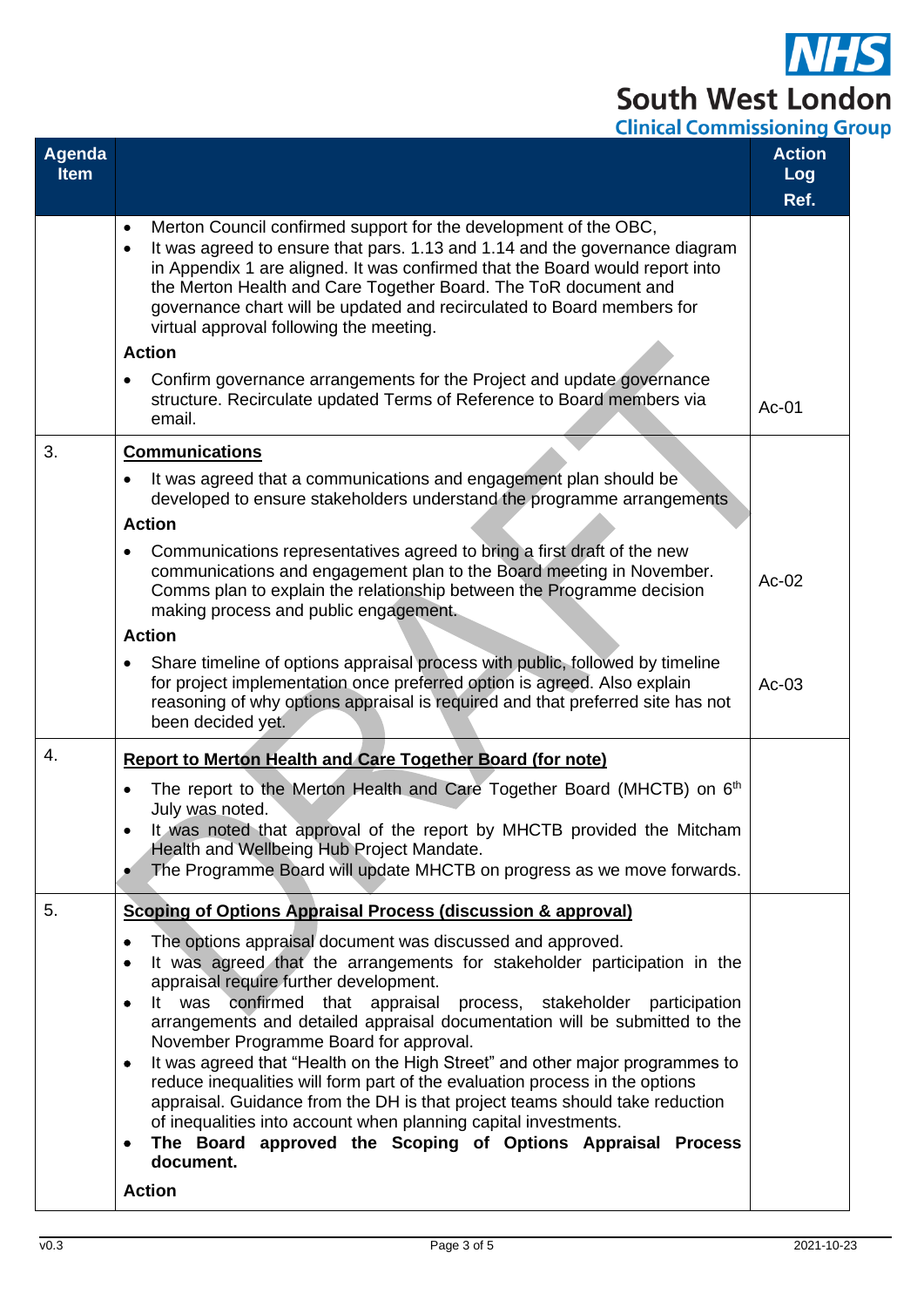| Agenda Item | | Action Log Ref. |
|---|---|---|
| | • Merton Council confirmed support for the development of the OBC,<br>• It was agreed to ensure that pars. 1.13 and 1.14 and the governance diagram in Appendix 1 are aligned. It was confirmed that the Board would report into the Merton Health and Care Together Board. The ToR document and governance chart will be updated and recirculated to Board members for virtual approval following the meeting.<br>**Action**<br>• Confirm governance arrangements for the Project and update governance structure. Recirculate updated Terms of Reference to Board members via email. | Ac-01 |
| 3. | **Communications**<br>• It was agreed that a communications and engagement plan should be developed to ensure stakeholders understand the programme arrangements<br>**Action**<br>• Communications representatives agreed to bring a first draft of the new communications and engagement plan to the Board meeting in November. Comms plan to explain the relationship between the Programme decision making process and public engagement. | Ac-02 |
| | **Action**<br>• Share timeline of options appraisal process with public, followed by timeline for project implementation once preferred option is agreed. Also explain reasoning of why options appraisal is required and that preferred site has not been decided yet. | Ac-03 |
| 4. | **Report to Merton Health and Care Together Board (for note)**<br>• The report to the Merton Health and Care Together Board (MHCTB) on 6th July was noted.<br>• It was noted that approval of the report by MHCTB provided the Mitcham Health and Wellbeing Hub Project Mandate.<br>• The Programme Board will update MHCTB on progress as we move forwards. | |
| 5. | **Scoping of Options Appraisal Process (discussion & approval)**<br>• The options appraisal document was discussed and approved.<br>• It was agreed that the arrangements for stakeholder participation in the appraisal require further development.<br>• It was confirmed that appraisal process, stakeholder participation arrangements and detailed appraisal documentation will be submitted to the November Programme Board for approval.<br>• It was agreed that "Health on the High Street" and other major programmes to reduce inequalities will form part of the evaluation process in the options appraisal. Guidance from the DH is that project teams should take reduction of inequalities into account when planning capital investments.<br>• **The Board approved the Scoping of Options Appraisal Process document.**<br>**Action** | |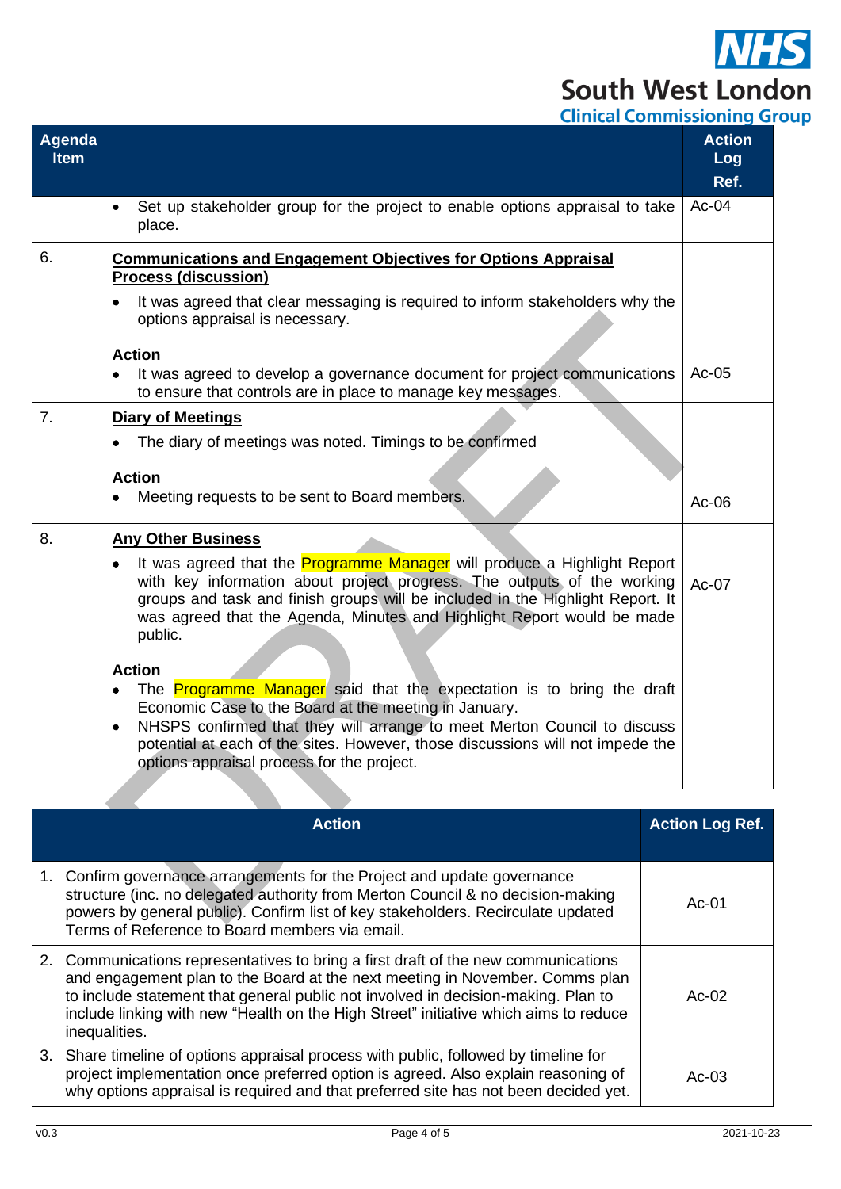| Agenda Item | | Action Log Ref. |
|---|---|---|
| | • Set up stakeholder group for the project to enable options appraisal to take place. | Ac-04 |
| 6. | **Communications and Engagement Objectives for Options Appraisal Process (discussion)**<br>• It was agreed that clear messaging is required to inform stakeholders why the options appraisal is necessary.<br>**Action**<br>• It was agreed to develop a governance document for project communications to ensure that controls are in place to manage key messages. | Ac-05 |
| 7. | **Diary of Meetings**<br>• The diary of meetings was noted. Timings to be confirmed<br>**Action**<br>• Meeting requests to be sent to Board members. | Ac-06 |
| 8. | **Any Other Business**<br>• It was agreed that the Programme Manager will produce a Highlight Report with key information about project progress. The outputs of the working groups and task and finish groups will be included in the Highlight Report. It was agreed that the Agenda, Minutes and Highlight Report would be made public.<br>**Action**<br>• The Programme Manager said that the expectation is to bring the draft Economic Case to the Board at the meeting in January.<br>• NHSPS confirmed that they will arrange to meet Merton Council to discuss potential at each of the sites. However, those discussions will not impede the options appraisal process for the project. | Ac-07 |

| Action | Action Log Ref. |
|---|---|
| 1. Confirm governance arrangements for the Project and update governance structure (inc. no delegated authority from Merton Council & no decision-making powers by general public). Confirm list of key stakeholders. Recirculate updated Terms of Reference to Board members via email. | Ac-01 |
| 2. Communications representatives to bring a first draft of the new communications and engagement plan to the Board at the next meeting in November. Comms plan to include statement that general public not involved in decision-making. Plan to include linking with new "Health on the High Street" initiative which aims to reduce inequalities. | Ac-02 |
| 3. Share timeline of options appraisal process with public, followed by timeline for project implementation once preferred option is agreed. Also explain reasoning of why options appraisal is required and that preferred site has not been decided yet. | Ac-03 |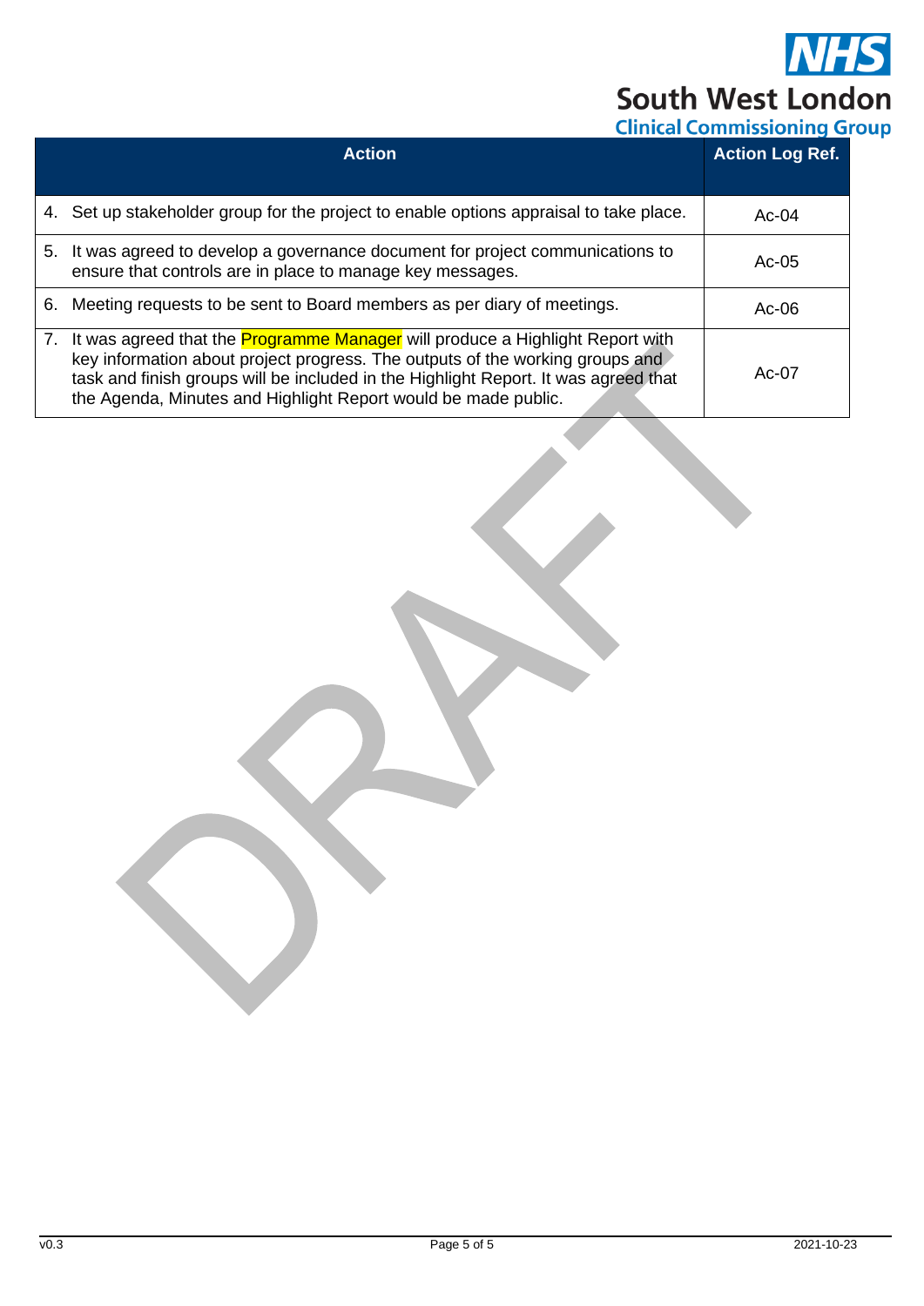| Action | Action Log Ref. |
|---|---|
| 4. Set up stakeholder group for the project to enable options appraisal to take place. | Ac-04 |
| 5. It was agreed to develop a governance document for project communications to ensure that controls are in place to manage key messages. | Ac-05 |
| 6. Meeting requests to be sent to Board members as per diary of meetings. | Ac-06 |
| 7. It was agreed that the Programme Manager will produce a Highlight Report with key information about project progress. The outputs of the working groups and task and finish groups will be included in the Highlight Report. It was agreed that the Agenda, Minutes and Highlight Report would be made public. | Ac-07 |